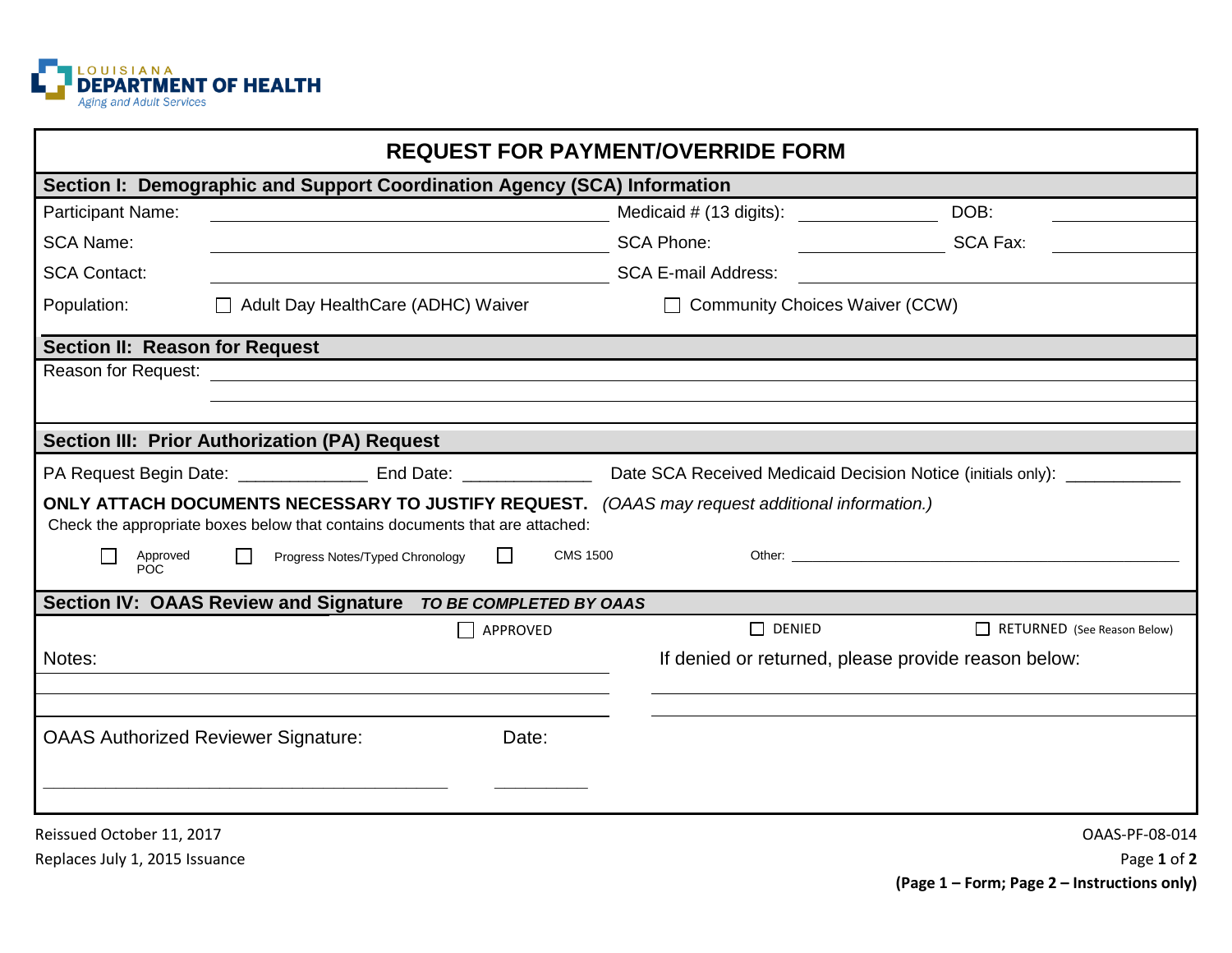LOUISIANA **DEPARTMENT OF HEALTH**
*Aging and Adult Services*

# REQUEST FOR PAYMENT/OVERRIDE FORM

## Section I: Demographic and Support Coordination Agency (SCA) Information

| | | | | | |
|---|---|---|---|---|---|
| Participant Name: | ______________________ | Medicaid # (13 digits): | ____________ | DOB: | ________ |
| SCA Name: | ______________________ | SCA Phone: | ____________ | SCA Fax: | ________ |
| SCA Contact: | ______________________ | SCA E-mail Address: | ____________ | | |

Population: ☐ Adult Day HealthCare (ADHC) Waiver ☐ Community Choices Waiver (CCW)

## Section II: Reason for Request

Reason for Request: ____________________________________________

____________________________________________

## Section III: Prior Authorization (PA) Request

PA Request Begin Date: _____________ End Date: _____________ Date SCA Received Medicaid Decision Notice (initials only): ____________

**ONLY ATTACH DOCUMENTS NECESSARY TO JUSTIFY REQUEST.** *(OAAS may request additional information.)*

Check the appropriate boxes below that contains documents that are attached:

☐ Approved POC ☐ Progress Notes/Typed Chronology ☐ CMS 1500 Other: ____________________________________________

## Section IV: OAAS Review and Signature *TO BE COMPLETED BY OAAS*

☐ APPROVED ☐ DENIED ☐ RETURNED (See Reason Below)

Notes: ____________________________________________

____________________________________________

If denied or returned, please provide reason below:

____________________________________________

____________________________________________

OAAS Authorized Reviewer Signature: ____________________________________________ Date: __________

Reissued October 11, 2017
Replaces July 1, 2015 Issuance

OAAS-PF-08-014

**(Page 1 – Form; Page 2 – Instructions only)**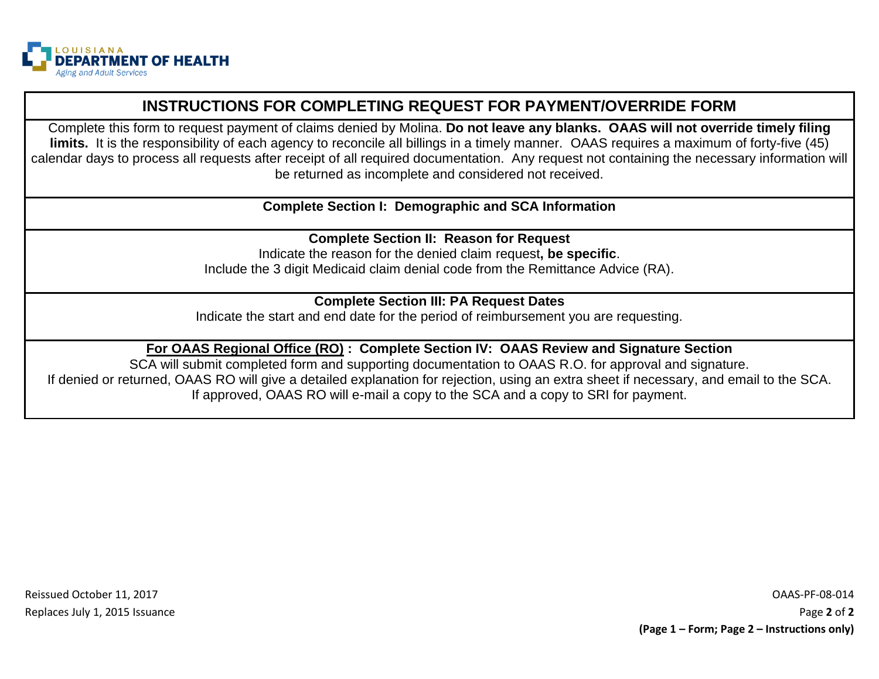LOUISIANA
**DEPARTMENT OF HEALTH**
*Aging and Adult Services*

# INSTRUCTIONS FOR COMPLETING REQUEST FOR PAYMENT/OVERRIDE FORM

Complete this form to request payment of claims denied by Molina. **Do not leave any blanks. OAAS will not override timely filing limits.** It is the responsibility of each agency to reconcile all billings in a timely manner. OAAS requires a maximum of forty-five (45) calendar days to process all requests after receipt of all required documentation. Any request not containing the necessary information will be returned as incomplete and considered not received.

**Complete Section I: Demographic and SCA Information**

**Complete Section II: Reason for Request**

Indicate the reason for the denied claim request**, be specific**.

Include the 3 digit Medicaid claim denial code from the Remittance Advice (RA).

**Complete Section III: PA Request Dates**

Indicate the start and end date for the period of reimbursement you are requesting.

**For OAAS Regional Office (RO) : Complete Section IV: OAAS Review and Signature Section**

SCA will submit completed form and supporting documentation to OAAS R.O. for approval and signature.

If denied or returned, OAAS RO will give a detailed explanation for rejection, using an extra sheet if necessary, and email to the SCA.

If approved, OAAS RO will e-mail a copy to the SCA and a copy to SRI for payment.

Reissued October 11, 2017
Replaces July 1, 2015 Issuance

OAAS-PF-08-014

**(Page 1 – Form; Page 2 – Instructions only)**